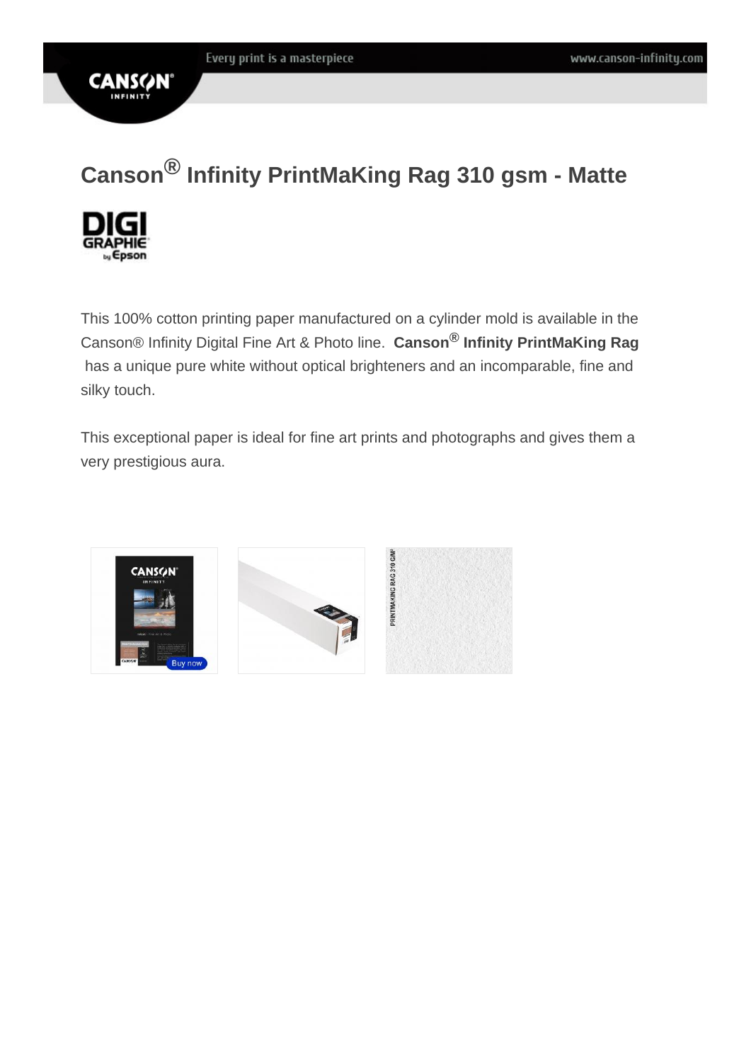# Canson® Infinity PrintMaKing Rag 310 gsm - Matte

This 100% cotton printing paper manufactured on a cylinder mold is available in the Canson® Infinity Digital Fine Art & Photo line. **Canson® Infinity PrintMaKing Rag** has a unique pure white without optical brighteners and an incomparable, fine and silky touch.

This exceptional paper is ideal for fine art prints and photographs and gives them a very prestigious aura.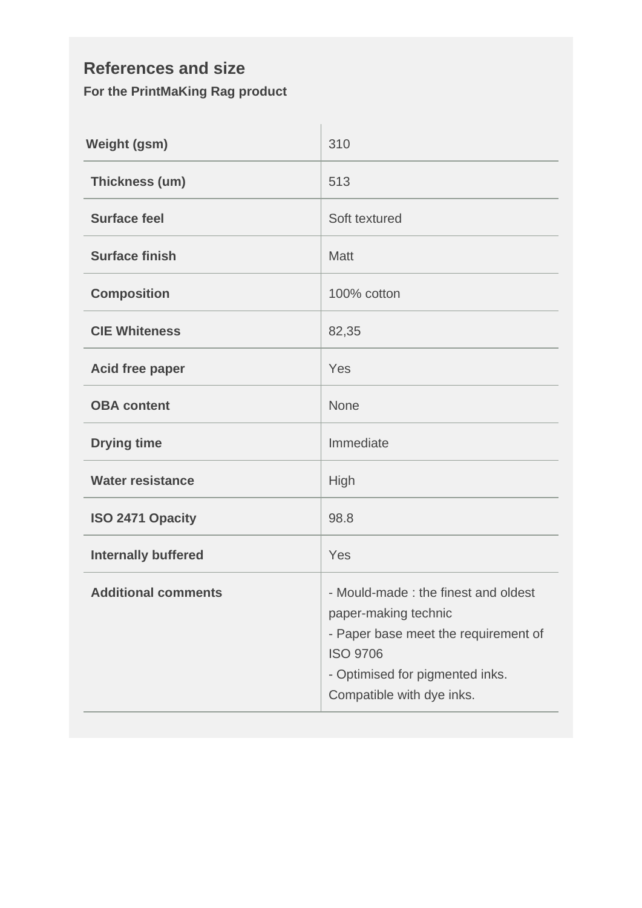## References and size

**For the PrintMaKing Rag product**

| | |
|---|---|
| **Weight (gsm)** | 310 |
| **Thickness (um)** | 513 |
| **Surface feel** | Soft textured |
| **Surface finish** | Matt |
| **Composition** | 100% cotton |
| **CIE Whiteness** | 82,35 |
| **Acid free paper** | Yes |
| **OBA content** | None |
| **Drying time** | Immediate |
| **Water resistance** | High |
| **ISO 2471 Opacity** | 98.8 |
| **Internally buffered** | Yes |
| **Additional comments** | - Mould-made : the finest and oldest paper-making technic<br>- Paper base meet the requirement of ISO 9706<br>- Optimised for pigmented inks. Compatible with dye inks. |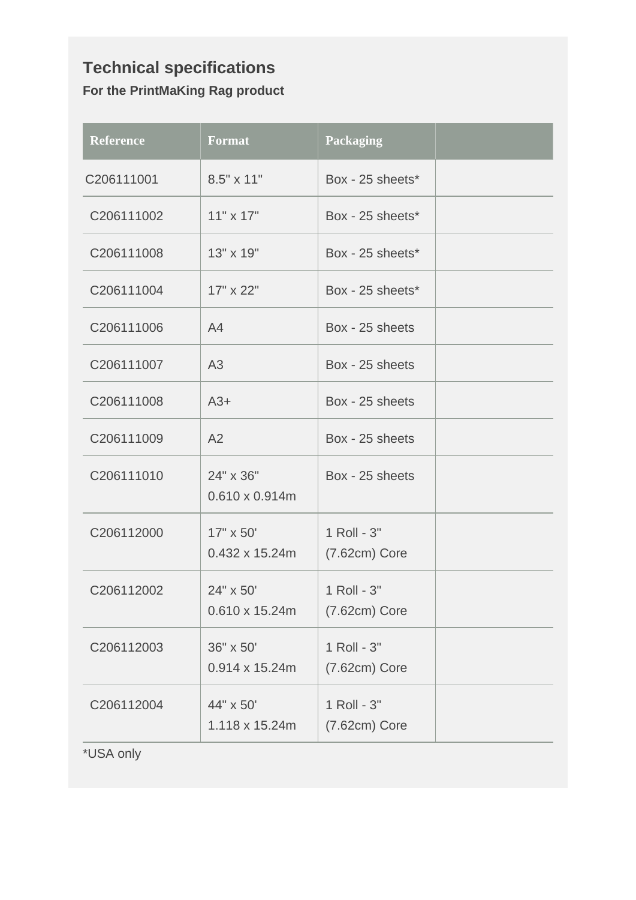## Technical specifications

**For the PrintMaKing Rag product**

| Reference | Format | Packaging | |
|---|---|---|---|
| C206111001 | 8.5" x 11" | Box - 25 sheets* | |
| C206111002 | 11" x 17" | Box - 25 sheets* | |
| C206111008 | 13" x 19" | Box - 25 sheets* | |
| C206111004 | 17" x 22" | Box - 25 sheets* | |
| C206111006 | A4 | Box - 25 sheets | |
| C206111007 | A3 | Box - 25 sheets | |
| C206111008 | A3+ | Box - 25 sheets | |
| C206111009 | A2 | Box - 25 sheets | |
| C206111010 | 24" x 36"<br>0.610 x 0.914m | Box - 25 sheets | |
| C206112000 | 17" x 50'<br>0.432 x 15.24m | 1 Roll - 3" (7.62cm) Core | |
| C206112002 | 24" x 50'<br>0.610 x 15.24m | 1 Roll - 3" (7.62cm) Core | |
| C206112003 | 36" x 50'<br>0.914 x 15.24m | 1 Roll - 3" (7.62cm) Core | |
| C206112004 | 44" x 50'<br>1.118 x 15.24m | 1 Roll - 3" (7.62cm) Core | |

*USA only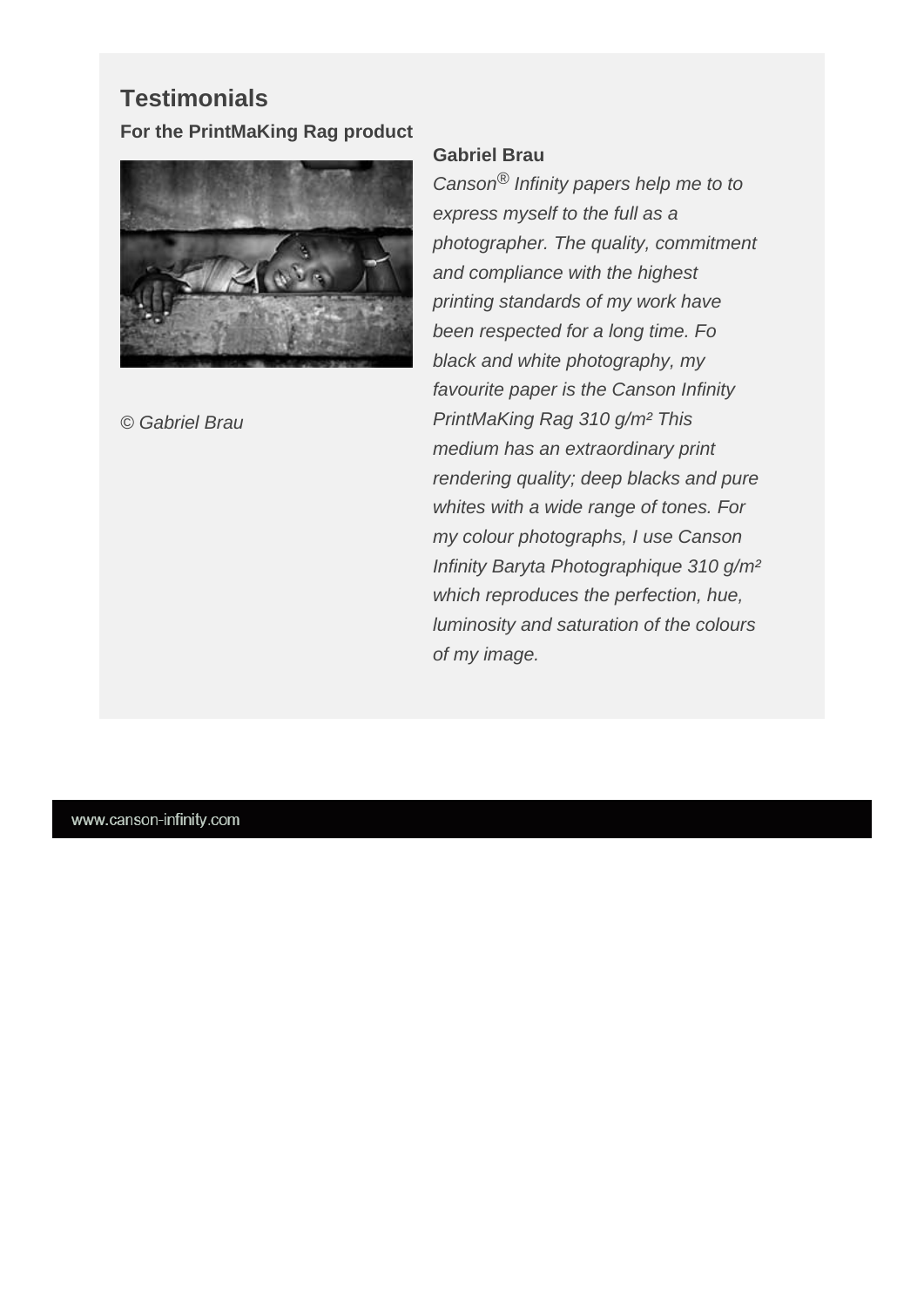## Testimonials

### For the PrintMaKing Rag product

© Gabriel Brau

**Gabriel Brau**

*Canson® Infinity papers help me to to express myself to the full as a photographer. The quality, commitment and compliance with the highest printing standards of my work have been respected for a long time. Fo black and white photography, my favourite paper is the Canson Infinity PrintMaKing Rag 310 g/m² This medium has an extraordinary print rendering quality; deep blacks and pure whites with a wide range of tones. For my colour photographs, I use Canson Infinity Baryta Photographique 310 g/m² which reproduces the perfection, hue, luminosity and saturation of the colours of my image.*

www.canson-infinity.com